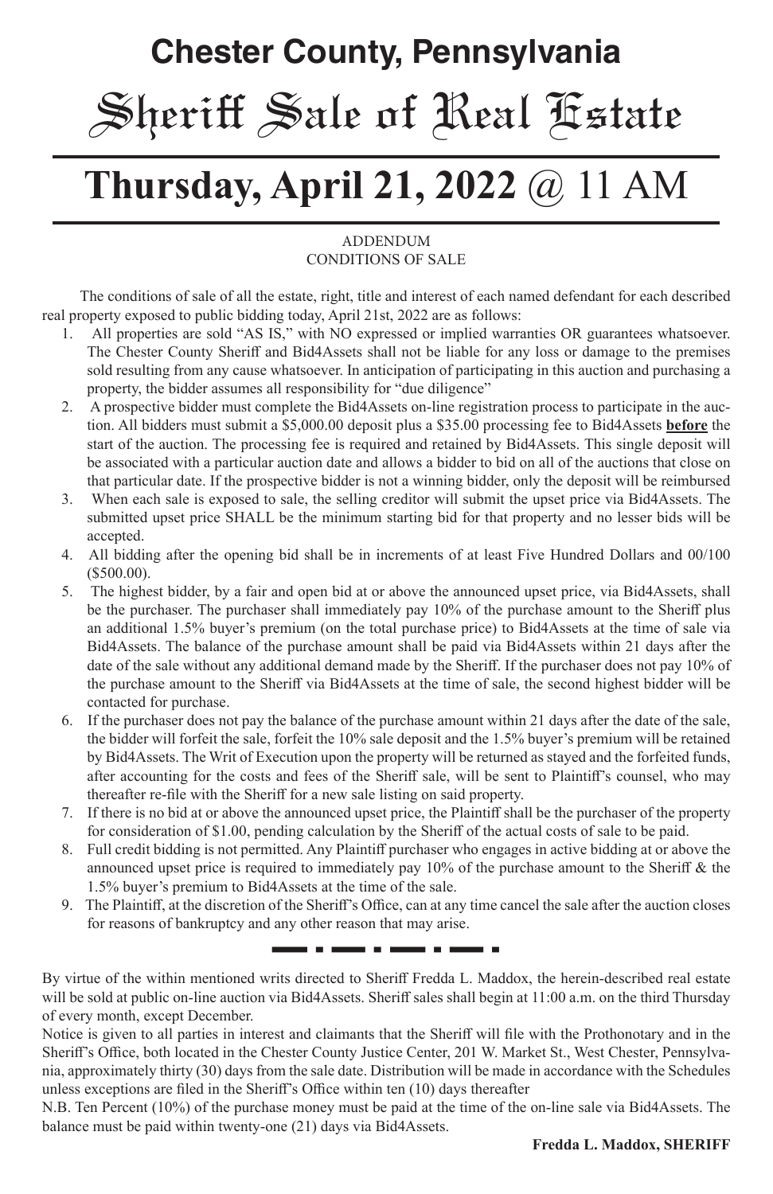# Chester County, Pennsylvania

# Sheriff Sale of Real Estate

## **Thursday, April 21, 2022** @ 11 AM

ADDENDUM
CONDITIONS OF SALE

The conditions of sale of all the estate, right, title and interest of each named defendant for each described real property exposed to public bidding today, April 21st, 2022 are as follows:

1. All properties are sold "AS IS," with NO expressed or implied warranties OR guarantees whatsoever. The Chester County Sheriff and Bid4Assets shall not be liable for any loss or damage to the premises sold resulting from any cause whatsoever. In anticipation of participating in this auction and purchasing a property, the bidder assumes all responsibility for "due diligence"
2. A prospective bidder must complete the Bid4Assets on-line registration process to participate in the auction. All bidders must submit a $5,000.00 deposit plus a $35.00 processing fee to Bid4Assets **before** the start of the auction. The processing fee is required and retained by Bid4Assets. This single deposit will be associated with a particular auction date and allows a bidder to bid on all of the auctions that close on that particular date. If the prospective bidder is not a winning bidder, only the deposit will be reimbursed
3. When each sale is exposed to sale, the selling creditor will submit the upset price via Bid4Assets. The submitted upset price SHALL be the minimum starting bid for that property and no lesser bids will be accepted.
4. All bidding after the opening bid shall be in increments of at least Five Hundred Dollars and 00/100 ($500.00).
5. The highest bidder, by a fair and open bid at or above the announced upset price, via Bid4Assets, shall be the purchaser. The purchaser shall immediately pay 10% of the purchase amount to the Sheriff plus an additional 1.5% buyer's premium (on the total purchase price) to Bid4Assets at the time of sale via Bid4Assets. The balance of the purchase amount shall be paid via Bid4Assets within 21 days after the date of the sale without any additional demand made by the Sheriff. If the purchaser does not pay 10% of the purchase amount to the Sheriff via Bid4Assets at the time of sale, the second highest bidder will be contacted for purchase.
6. If the purchaser does not pay the balance of the purchase amount within 21 days after the date of the sale, the bidder will forfeit the sale, forfeit the 10% sale deposit and the 1.5% buyer's premium will be retained by Bid4Assets. The Writ of Execution upon the property will be returned as stayed and the forfeited funds, after accounting for the costs and fees of the Sheriff sale, will be sent to Plaintiff's counsel, who may thereafter re-file with the Sheriff for a new sale listing on said property.
7. If there is no bid at or above the announced upset price, the Plaintiff shall be the purchaser of the property for consideration of $1.00, pending calculation by the Sheriff of the actual costs of sale to be paid.
8. Full credit bidding is not permitted. Any Plaintiff purchaser who engages in active bidding at or above the announced upset price is required to immediately pay 10% of the purchase amount to the Sheriff & the 1.5% buyer's premium to Bid4Assets at the time of the sale.
9. The Plaintiff, at the discretion of the Sheriff's Office, can at any time cancel the sale after the auction closes for reasons of bankruptcy and any other reason that may arise.

---

By virtue of the within mentioned writs directed to Sheriff Fredda L. Maddox, the herein-described real estate will be sold at public on-line auction via Bid4Assets. Sheriff sales shall begin at 11:00 a.m. on the third Thursday of every month, except December.

Notice is given to all parties in interest and claimants that the Sheriff will file with the Prothonotary and in the Sheriff's Office, both located in the Chester County Justice Center, 201 W. Market St., West Chester, Pennsylvania, approximately thirty (30) days from the sale date. Distribution will be made in accordance with the Schedules unless exceptions are filed in the Sheriff's Office within ten (10) days thereafter

N.B. Ten Percent (10%) of the purchase money must be paid at the time of the on-line sale via Bid4Assets. The balance must be paid within twenty-one (21) days via Bid4Assets.

**Fredda L. Maddox, SHERIFF**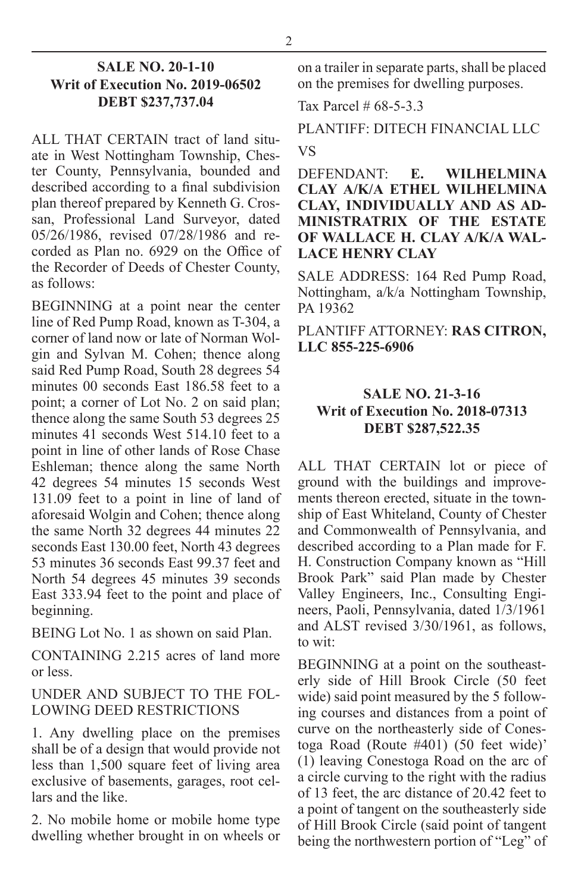### SALE NO. 20-1-10
### Writ of Execution No. 2019-06502
### DEBT $237,737.04

ALL THAT CERTAIN tract of land situate in West Nottingham Township, Chester County, Pennsylvania, bounded and described according to a final subdivision plan thereof prepared by Kenneth G. Crossan, Professional Land Surveyor, dated 05/26/1986, revised 07/28/1986 and recorded as Plan no. 6929 on the Office of the Recorder of Deeds of Chester County, as follows:

BEGINNING at a point near the center line of Red Pump Road, known as T-304, a corner of land now or late of Norman Wolgin and Sylvan M. Cohen; thence along said Red Pump Road, South 28 degrees 54 minutes 00 seconds East 186.58 feet to a point; a corner of Lot No. 2 on said plan; thence along the same South 53 degrees 25 minutes 41 seconds West 514.10 feet to a point in line of other lands of Rose Chase Eshleman; thence along the same North 42 degrees 54 minutes 15 seconds West 131.09 feet to a point in line of land of aforesaid Wolgin and Cohen; thence along the same North 32 degrees 44 minutes 22 seconds East 130.00 feet, North 43 degrees 53 minutes 36 seconds East 99.37 feet and North 54 degrees 45 minutes 39 seconds East 333.94 feet to the point and place of beginning.

BEING Lot No. 1 as shown on said Plan.

CONTAINING 2.215 acres of land more or less.

UNDER AND SUBJECT TO THE FOLLOWING DEED RESTRICTIONS

1. Any dwelling place on the premises shall be of a design that would provide not less than 1,500 square feet of living area exclusive of basements, garages, root cellars and the like.

2. No mobile home or mobile home type dwelling whether brought in on wheels or on a trailer in separate parts, shall be placed on the premises for dwelling purposes.

Tax Parcel # 68-5-3.3

PLANTIFF: DITECH FINANCIAL LLC

VS

DEFENDANT: **E. WILHELMINA CLAY A/K/A ETHEL WILHELMINA CLAY, INDIVIDUALLY AND AS ADMINISTRATRIX OF THE ESTATE OF WALLACE H. CLAY A/K/A WALLACE HENRY CLAY**

SALE ADDRESS: 164 Red Pump Road, Nottingham, a/k/a Nottingham Township, PA 19362

PLANTIFF ATTORNEY: **RAS CITRON, LLC 855-225-6906**

### SALE NO. 21-3-16
### Writ of Execution No. 2018-07313
### DEBT $287,522.35

ALL THAT CERTAIN lot or piece of ground with the buildings and improvements thereon erected, situate in the township of East Whiteland, County of Chester and Commonwealth of Pennsylvania, and described according to a Plan made for F. H. Construction Company known as "Hill Brook Park" said Plan made by Chester Valley Engineers, Inc., Consulting Engineers, Paoli, Pennsylvania, dated 1/3/1961 and ALST revised 3/30/1961, as follows, to wit:

BEGINNING at a point on the southeasterly side of Hill Brook Circle (50 feet wide) said point measured by the 5 following courses and distances from a point of curve on the northeasterly side of Conestoga Road (Route #401) (50 feet wide)' (1) leaving Conestoga Road on the arc of a circle curving to the right with the radius of 13 feet, the arc distance of 20.42 feet to a point of tangent on the southeasterly side of Hill Brook Circle (said point of tangent being the northwestern portion of "Leg" of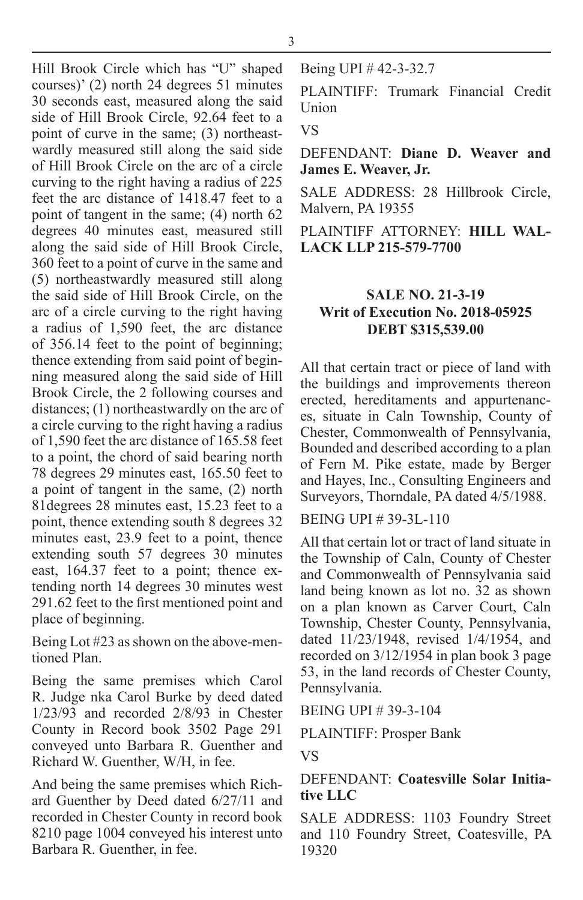Hill Brook Circle which has "U" shaped courses)' (2) north 24 degrees 51 minutes 30 seconds east, measured along the said side of Hill Brook Circle, 92.64 feet to a point of curve in the same; (3) northeastwardly measured still along the said side of Hill Brook Circle on the arc of a circle curving to the right having a radius of 225 feet the arc distance of 1418.47 feet to a point of tangent in the same; (4) north 62 degrees 40 minutes east, measured still along the said side of Hill Brook Circle, 360 feet to a point of curve in the same and (5) northeastwardly measured still along the said side of Hill Brook Circle, on the arc of a circle curving to the right having a radius of 1,590 feet, the arc distance of 356.14 feet to the point of beginning; thence extending from said point of beginning measured along the said side of Hill Brook Circle, the 2 following courses and distances; (1) northeastwardly on the arc of a circle curving to the right having a radius of 1,590 feet the arc distance of 165.58 feet to a point, the chord of said bearing north 78 degrees 29 minutes east, 165.50 feet to a point of tangent in the same, (2) north 81degrees 28 minutes east, 15.23 feet to a point, thence extending south 8 degrees 32 minutes east, 23.9 feet to a point, thence extending south 57 degrees 30 minutes east, 164.37 feet to a point; thence extending north 14 degrees 30 minutes west 291.62 feet to the first mentioned point and place of beginning.

Being Lot #23 as shown on the above-mentioned Plan.

Being the same premises which Carol R. Judge nka Carol Burke by deed dated 1/23/93 and recorded 2/8/93 in Chester County in Record book 3502 Page 291 conveyed unto Barbara R. Guenther and Richard W. Guenther, W/H, in fee.

And being the same premises which Richard Guenther by Deed dated 6/27/11 and recorded in Chester County in record book 8210 page 1004 conveyed his interest unto Barbara R. Guenther, in fee.

Being UPI # 42-3-32.7

PLAINTIFF: Trumark Financial Credit Union

VS

DEFENDANT: **Diane D. Weaver and James E. Weaver, Jr.**

SALE ADDRESS: 28 Hillbrook Circle, Malvern, PA 19355

PLAINTIFF ATTORNEY: **HILL WALLACK LLP 215-579-7700**

**SALE NO. 21-3-19**
**Writ of Execution No. 2018-05925**
**DEBT $315,539.00**

All that certain tract or piece of land with the buildings and improvements thereon erected, hereditaments and appurtenances, situate in Caln Township, County of Chester, Commonwealth of Pennsylvania, Bounded and described according to a plan of Fern M. Pike estate, made by Berger and Hayes, Inc., Consulting Engineers and Surveyors, Thorndale, PA dated 4/5/1988.

BEING UPI # 39-3L-110

All that certain lot or tract of land situate in the Township of Caln, County of Chester and Commonwealth of Pennsylvania said land being known as lot no. 32 as shown on a plan known as Carver Court, Caln Township, Chester County, Pennsylvania, dated 11/23/1948, revised 1/4/1954, and recorded on 3/12/1954 in plan book 3 page 53, in the land records of Chester County, Pennsylvania.

BEING UPI # 39-3-104

PLAINTIFF: Prosper Bank

VS

DEFENDANT: **Coatesville Solar Initiative LLC**

SALE ADDRESS: 1103 Foundry Street and 110 Foundry Street, Coatesville, PA 19320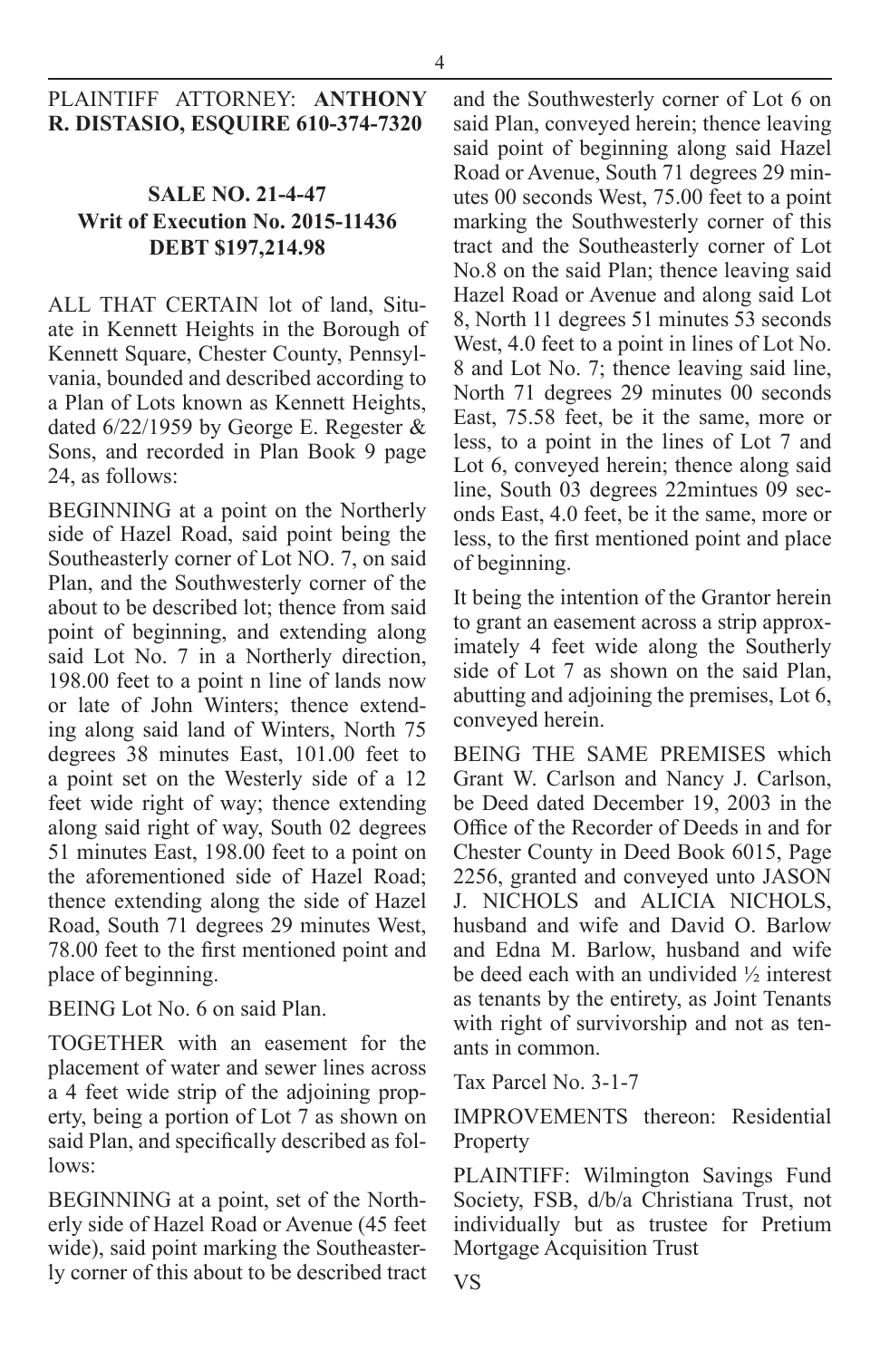PLAINTIFF ATTORNEY: **ANTHONY R. DISTASIO, ESQUIRE 610-374-7320**

**SALE NO. 21-4-47**
**Writ of Execution No. 2015-11436**
**DEBT $197,214.98**

ALL THAT CERTAIN lot of land, Situate in Kennett Heights in the Borough of Kennett Square, Chester County, Pennsylvania, bounded and described according to a Plan of Lots known as Kennett Heights, dated 6/22/1959 by George E. Regester & Sons, and recorded in Plan Book 9 page 24, as follows:

BEGINNING at a point on the Northerly side of Hazel Road, said point being the Southeasterly corner of Lot NO. 7, on said Plan, and the Southwesterly corner of the about to be described lot; thence from said point of beginning, and extending along said Lot No. 7 in a Northerly direction, 198.00 feet to a point n line of lands now or late of John Winters; thence extending along said land of Winters, North 75 degrees 38 minutes East, 101.00 feet to a point set on the Westerly side of a 12 feet wide right of way; thence extending along said right of way, South 02 degrees 51 minutes East, 198.00 feet to a point on the aforementioned side of Hazel Road; thence extending along the side of Hazel Road, South 71 degrees 29 minutes West, 78.00 feet to the first mentioned point and place of beginning.

BEING Lot No. 6 on said Plan.

TOGETHER with an easement for the placement of water and sewer lines across a 4 feet wide strip of the adjoining property, being a portion of Lot 7 as shown on said Plan, and specifically described as follows:

BEGINNING at a point, set of the Northerly side of Hazel Road or Avenue (45 feet wide), said point marking the Southeasterly corner of this about to be described tract and the Southwesterly corner of Lot 6 on said Plan, conveyed herein; thence leaving said point of beginning along said Hazel Road or Avenue, South 71 degrees 29 minutes 00 seconds West, 75.00 feet to a point marking the Southwesterly corner of this tract and the Southeasterly corner of Lot No.8 on the said Plan; thence leaving said Hazel Road or Avenue and along said Lot 8, North 11 degrees 51 minutes 53 seconds West, 4.0 feet to a point in lines of Lot No. 8 and Lot No. 7; thence leaving said line, North 71 degrees 29 minutes 00 seconds East, 75.58 feet, be it the same, more or less, to a point in the lines of Lot 7 and Lot 6, conveyed herein; thence along said line, South 03 degrees 22mintues 09 seconds East, 4.0 feet, be it the same, more or less, to the first mentioned point and place of beginning.

It being the intention of the Grantor herein to grant an easement across a strip approximately 4 feet wide along the Southerly side of Lot 7 as shown on the said Plan, abutting and adjoining the premises, Lot 6, conveyed herein.

BEING THE SAME PREMISES which Grant W. Carlson and Nancy J. Carlson, be Deed dated December 19, 2003 in the Office of the Recorder of Deeds in and for Chester County in Deed Book 6015, Page 2256, granted and conveyed unto JASON J. NICHOLS and ALICIA NICHOLS, husband and wife and David O. Barlow and Edna M. Barlow, husband and wife be deed each with an undivided ½ interest as tenants by the entirety, as Joint Tenants with right of survivorship and not as tenants in common.

Tax Parcel No. 3-1-7

IMPROVEMENTS thereon: Residential Property

PLAINTIFF: Wilmington Savings Fund Society, FSB, d/b/a Christiana Trust, not individually but as trustee for Pretium Mortgage Acquisition Trust

VS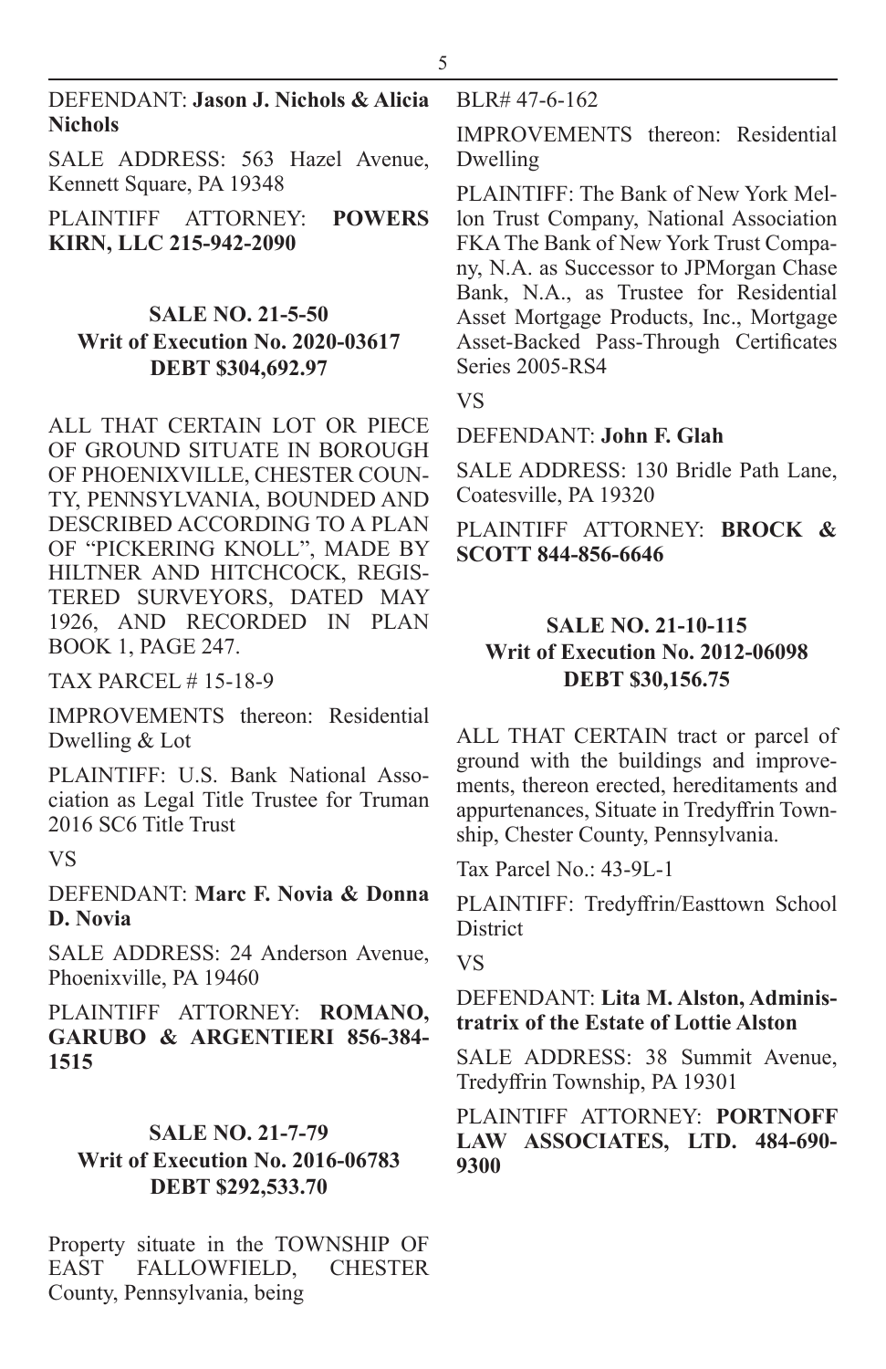DEFENDANT: **Jason J. Nichols & Alicia Nichols**

SALE ADDRESS: 563 Hazel Avenue, Kennett Square, PA 19348

PLAINTIFF ATTORNEY: **POWERS KIRN, LLC 215-942-2090**

### SALE NO. 21-5-50
### Writ of Execution No. 2020-03617
### DEBT $304,692.97

ALL THAT CERTAIN LOT OR PIECE OF GROUND SITUATE IN BOROUGH OF PHOENIXVILLE, CHESTER COUNTY, PENNSYLVANIA, BOUNDED AND DESCRIBED ACCORDING TO A PLAN OF "PICKERING KNOLL", MADE BY HILTNER AND HITCHCOCK, REGISTERED SURVEYORS, DATED MAY 1926, AND RECORDED IN PLAN BOOK 1, PAGE 247.

TAX PARCEL # 15-18-9

IMPROVEMENTS thereon: Residential Dwelling & Lot

PLAINTIFF: U.S. Bank National Association as Legal Title Trustee for Truman 2016 SC6 Title Trust

VS

DEFENDANT: **Marc F. Novia & Donna D. Novia**

SALE ADDRESS: 24 Anderson Avenue, Phoenixville, PA 19460

PLAINTIFF ATTORNEY: **ROMANO, GARUBO & ARGENTIERI 856-384-1515**

### SALE NO. 21-7-79
### Writ of Execution No. 2016-06783
### DEBT $292,533.70

Property situate in the TOWNSHIP OF EAST FALLOWFIELD, CHESTER County, Pennsylvania, being

BLR# 47-6-162

IMPROVEMENTS thereon: Residential Dwelling

PLAINTIFF: The Bank of New York Mellon Trust Company, National Association FKA The Bank of New York Trust Company, N.A. as Successor to JPMorgan Chase Bank, N.A., as Trustee for Residential Asset Mortgage Products, Inc., Mortgage Asset-Backed Pass-Through Certificates Series 2005-RS4

VS

DEFENDANT: **John F. Glah**

SALE ADDRESS: 130 Bridle Path Lane, Coatesville, PA 19320

PLAINTIFF ATTORNEY: **BROCK & SCOTT 844-856-6646**

### SALE NO. 21-10-115
### Writ of Execution No. 2012-06098
### DEBT $30,156.75

ALL THAT CERTAIN tract or parcel of ground with the buildings and improvements, thereon erected, hereditaments and appurtenances, Situate in Tredyffrin Township, Chester County, Pennsylvania.

Tax Parcel No.: 43-9L-1

PLAINTIFF: Tredyffrin/Easttown School District

VS

DEFENDANT: **Lita M. Alston, Administratrix of the Estate of Lottie Alston**

SALE ADDRESS: 38 Summit Avenue, Tredyffrin Township, PA 19301

PLAINTIFF ATTORNEY: **PORTNOFF LAW ASSOCIATES, LTD. 484-690-9300**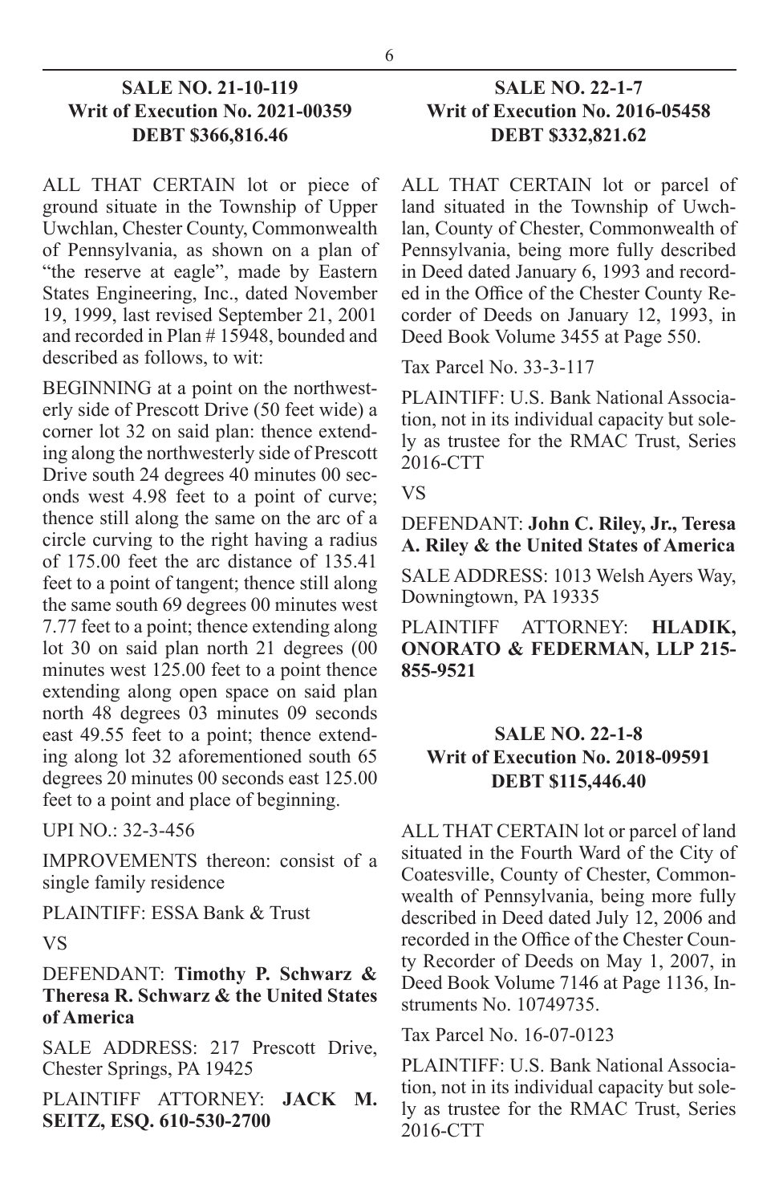### SALE NO. 21-10-119
### Writ of Execution No. 2021-00359
### DEBT $366,816.46

ALL THAT CERTAIN lot or piece of ground situate in the Township of Upper Uwchlan, Chester County, Commonwealth of Pennsylvania, as shown on a plan of "the reserve at eagle", made by Eastern States Engineering, Inc., dated November 19, 1999, last revised September 21, 2001 and recorded in Plan # 15948, bounded and described as follows, to wit:

BEGINNING at a point on the northwesterly side of Prescott Drive (50 feet wide) a corner lot 32 on said plan: thence extending along the northwesterly side of Prescott Drive south 24 degrees 40 minutes 00 seconds west 4.98 feet to a point of curve; thence still along the same on the arc of a circle curving to the right having a radius of 175.00 feet the arc distance of 135.41 feet to a point of tangent; thence still along the same south 69 degrees 00 minutes west 7.77 feet to a point; thence extending along lot 30 on said plan north 21 degrees (00 minutes west 125.00 feet to a point thence extending along open space on said plan north 48 degrees 03 minutes 09 seconds east 49.55 feet to a point; thence extending along lot 32 aforementioned south 65 degrees 20 minutes 00 seconds east 125.00 feet to a point and place of beginning.

UPI NO.: 32-3-456

IMPROVEMENTS thereon: consist of a single family residence

PLAINTIFF: ESSA Bank & Trust

VS

DEFENDANT: **Timothy P. Schwarz & Theresa R. Schwarz & the United States of America**

SALE ADDRESS: 217 Prescott Drive, Chester Springs, PA 19425

PLAINTIFF ATTORNEY: **JACK M. SEITZ, ESQ. 610-530-2700**

### SALE NO. 22-1-7
### Writ of Execution No. 2016-05458
### DEBT $332,821.62

ALL THAT CERTAIN lot or parcel of land situated in the Township of Uwchlan, County of Chester, Commonwealth of Pennsylvania, being more fully described in Deed dated January 6, 1993 and recorded in the Office of the Chester County Recorder of Deeds on January 12, 1993, in Deed Book Volume 3455 at Page 550.

Tax Parcel No. 33-3-117

PLAINTIFF: U.S. Bank National Association, not in its individual capacity but solely as trustee for the RMAC Trust, Series 2016-CTT

VS

DEFENDANT: **John C. Riley, Jr., Teresa A. Riley & the United States of America**

SALE ADDRESS: 1013 Welsh Ayers Way, Downingtown, PA 19335

PLAINTIFF ATTORNEY: **HLADIK, ONORATO & FEDERMAN, LLP 215-855-9521**

### SALE NO. 22-1-8
### Writ of Execution No. 2018-09591
### DEBT $115,446.40

ALL THAT CERTAIN lot or parcel of land situated in the Fourth Ward of the City of Coatesville, County of Chester, Commonwealth of Pennsylvania, being more fully described in Deed dated July 12, 2006 and recorded in the Office of the Chester County Recorder of Deeds on May 1, 2007, in Deed Book Volume 7146 at Page 1136, Instruments No. 10749735.

Tax Parcel No. 16-07-0123

PLAINTIFF: U.S. Bank National Association, not in its individual capacity but solely as trustee for the RMAC Trust, Series 2016-CTT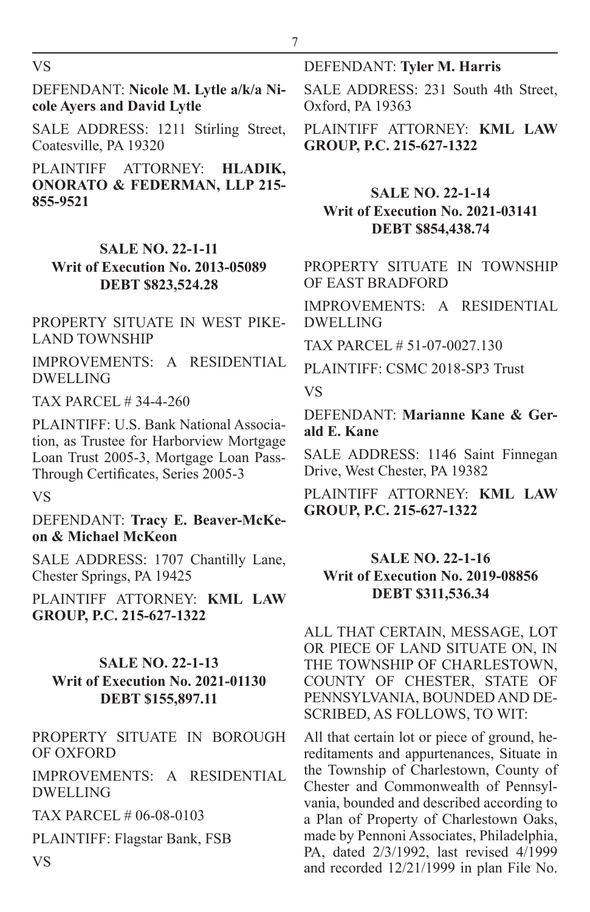VS

DEFENDANT: **Nicole M. Lytle a/k/a Nicole Ayers and David Lytle**

SALE ADDRESS: 1211 Stirling Street, Coatesville, PA 19320

PLAINTIFF ATTORNEY: **HLADIK, ONORATO & FEDERMAN, LLP 215-855-9521**

### SALE NO. 22-1-11
### Writ of Execution No. 2013-05089
### DEBT $823,524.28

PROPERTY SITUATE IN WEST PIKELAND TOWNSHIP

IMPROVEMENTS: A RESIDENTIAL DWELLING

TAX PARCEL # 34-4-260

PLAINTIFF: U.S. Bank National Association, as Trustee for Harborview Mortgage Loan Trust 2005-3, Mortgage Loan Pass-Through Certificates, Series 2005-3

VS

DEFENDANT: **Tracy E. Beaver-McKeon & Michael McKeon**

SALE ADDRESS: 1707 Chantilly Lane, Chester Springs, PA 19425

PLAINTIFF ATTORNEY: **KML LAW GROUP, P.C. 215-627-1322**

### SALE NO. 22-1-13
### Writ of Execution No. 2021-01130
### DEBT $155,897.11

PROPERTY SITUATE IN BOROUGH OF OXFORD

IMPROVEMENTS: A RESIDENTIAL DWELLING

TAX PARCEL # 06-08-0103

PLAINTIFF: Flagstar Bank, FSB

VS

DEFENDANT: **Tyler M. Harris**

SALE ADDRESS: 231 South 4th Street, Oxford, PA 19363

PLAINTIFF ATTORNEY: **KML LAW GROUP, P.C. 215-627-1322**

### SALE NO. 22-1-14
### Writ of Execution No. 2021-03141
### DEBT $854,438.74

PROPERTY SITUATE IN TOWNSHIP OF EAST BRADFORD

IMPROVEMENTS: A RESIDENTIAL DWELLING

TAX PARCEL # 51-07-0027.130

PLAINTIFF: CSMC 2018-SP3 Trust

VS

DEFENDANT: **Marianne Kane & Gerald E. Kane**

SALE ADDRESS: 1146 Saint Finnegan Drive, West Chester, PA 19382

PLAINTIFF ATTORNEY: **KML LAW GROUP, P.C. 215-627-1322**

### SALE NO. 22-1-16
### Writ of Execution No. 2019-08856
### DEBT $311,536.34

ALL THAT CERTAIN, MESSAGE, LOT OR PIECE OF LAND SITUATE ON, IN THE TOWNSHIP OF CHARLESTOWN, COUNTY OF CHESTER, STATE OF PENNSYLVANIA, BOUNDED AND DESCRIBED, AS FOLLOWS, TO WIT:

All that certain lot or piece of ground, hereditaments and appurtenances, Situate in the Township of Charlestown, County of Chester and Commonwealth of Pennsylvania, bounded and described according to a Plan of Property of Charlestown Oaks, made by Pennoni Associates, Philadelphia, PA, dated 2/3/1992, last revised 4/1999 and recorded 12/21/1999 in plan File No.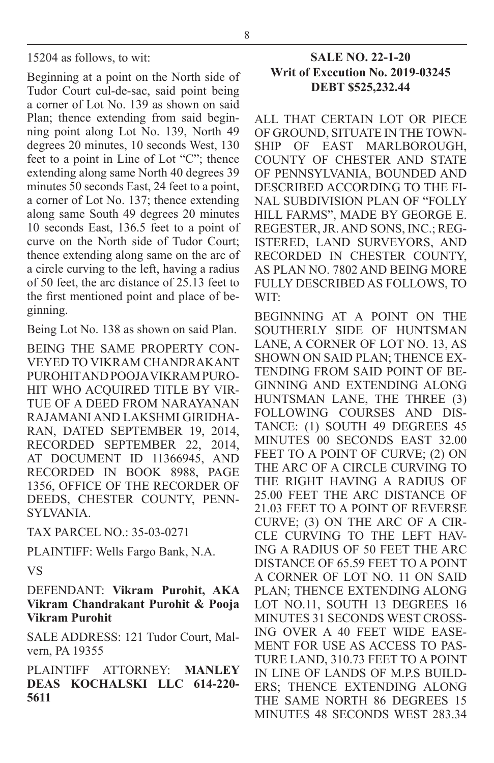15204 as follows, to wit:

Beginning at a point on the North side of Tudor Court cul-de-sac, said point being a corner of Lot No. 139 as shown on said Plan; thence extending from said beginning point along Lot No. 139, North 49 degrees 20 minutes, 10 seconds West, 130 feet to a point in Line of Lot "C"; thence extending along same North 40 degrees 39 minutes 50 seconds East, 24 feet to a point, a corner of Lot No. 137; thence extending along same South 49 degrees 20 minutes 10 seconds East, 136.5 feet to a point of curve on the North side of Tudor Court; thence extending along same on the arc of a circle curving to the left, having a radius of 50 feet, the arc distance of 25.13 feet to the first mentioned point and place of beginning.

Being Lot No. 138 as shown on said Plan.

BEING THE SAME PROPERTY CONVEYED TO VIKRAM CHANDRAKANT PUROHIT AND POOJA VIKRAM PUROHIT WHO ACQUIRED TITLE BY VIRTUE OF A DEED FROM NARAYANAN RAJAMANI AND LAKSHMI GIRIDHARAN, DATED SEPTEMBER 19, 2014, RECORDED SEPTEMBER 22, 2014, AT DOCUMENT ID 11366945, AND RECORDED IN BOOK 8988, PAGE 1356, OFFICE OF THE RECORDER OF DEEDS, CHESTER COUNTY, PENNSYLVANIA.

TAX PARCEL NO.: 35-03-0271

PLAINTIFF: Wells Fargo Bank, N.A.

VS

DEFENDANT: **Vikram Purohit, AKA Vikram Chandrakant Purohit & Pooja Vikram Purohit**

SALE ADDRESS: 121 Tudor Court, Malvern, PA 19355

PLAINTIFF ATTORNEY: **MANLEY DEAS KOCHALSKI LLC 614-220-5611**

**SALE NO. 22-1-20**
**Writ of Execution No. 2019-03245**
**DEBT $525,232.44**

ALL THAT CERTAIN LOT OR PIECE OF GROUND, SITUATE IN THE TOWNSHIP OF EAST MARLBOROUGH, COUNTY OF CHESTER AND STATE OF PENNSYLVANIA, BOUNDED AND DESCRIBED ACCORDING TO THE FINAL SUBDIVISION PLAN OF "FOLLY HILL FARMS", MADE BY GEORGE E. REGESTER, JR. AND SONS, INC.; REGISTERED, LAND SURVEYORS, AND RECORDED IN CHESTER COUNTY, AS PLAN NO. 7802 AND BEING MORE FULLY DESCRIBED AS FOLLOWS, TO WIT:

BEGINNING AT A POINT ON THE SOUTHERLY SIDE OF HUNTSMAN LANE, A CORNER OF LOT NO. 13, AS SHOWN ON SAID PLAN; THENCE EXTENDING FROM SAID POINT OF BEGINNING AND EXTENDING ALONG HUNTSMAN LANE, THE THREE (3) FOLLOWING COURSES AND DISTANCE: (1) SOUTH 49 DEGREES 45 MINUTES 00 SECONDS EAST 32.00 FEET TO A POINT OF CURVE; (2) ON THE ARC OF A CIRCLE CURVING TO THE RIGHT HAVING A RADIUS OF 25.00 FEET THE ARC DISTANCE OF 21.03 FEET TO A POINT OF REVERSE CURVE; (3) ON THE ARC OF A CIRCLE CURVING TO THE LEFT HAVING A RADIUS OF 50 FEET THE ARC DISTANCE OF 65.59 FEET TO A POINT A CORNER OF LOT NO. 11 ON SAID PLAN; THENCE EXTENDING ALONG LOT NO.11, SOUTH 13 DEGREES 16 MINUTES 31 SECONDS WEST CROSSING OVER A 40 FEET WIDE EASEMENT FOR USE AS ACCESS TO PASTURE LAND, 310.73 FEET TO A POINT IN LINE OF LANDS OF M.P.S BUILDERS; THENCE EXTENDING ALONG THE SAME NORTH 86 DEGREES 15 MINUTES 48 SECONDS WEST 283.34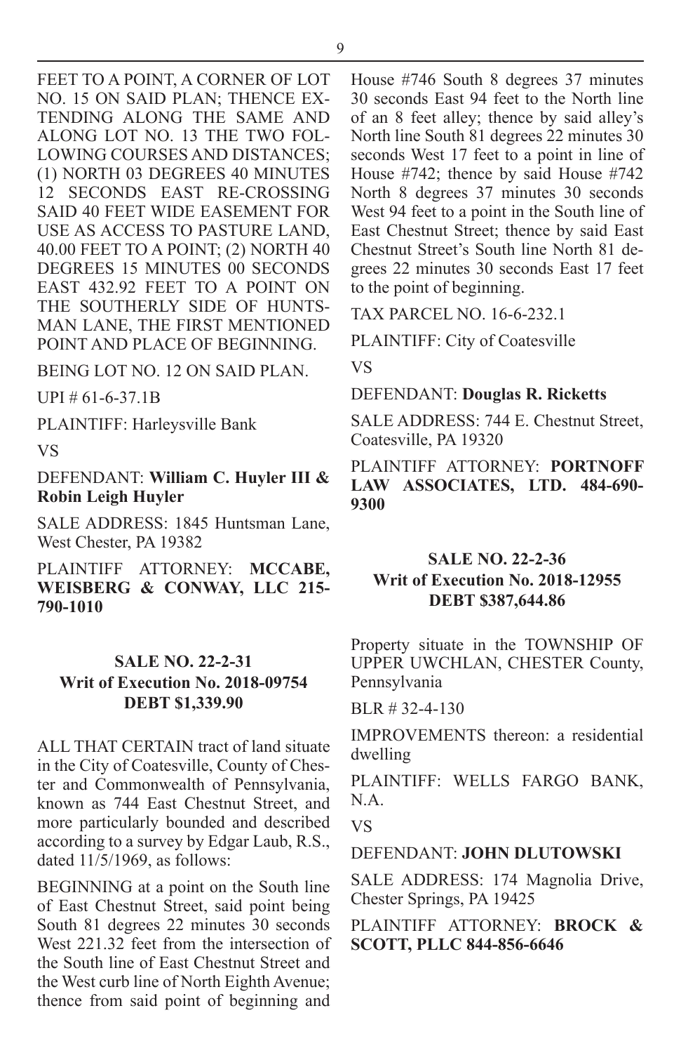FEET TO A POINT, A CORNER OF LOT NO. 15 ON SAID PLAN; THENCE EXTENDING ALONG THE SAME AND ALONG LOT NO. 13 THE TWO FOLLOWING COURSES AND DISTANCES; (1) NORTH 03 DEGREES 40 MINUTES 12 SECONDS EAST RE-CROSSING SAID 40 FEET WIDE EASEMENT FOR USE AS ACCESS TO PASTURE LAND, 40.00 FEET TO A POINT; (2) NORTH 40 DEGREES 15 MINUTES 00 SECONDS EAST 432.92 FEET TO A POINT ON THE SOUTHERLY SIDE OF HUNTSMAN LANE, THE FIRST MENTIONED POINT AND PLACE OF BEGINNING.

BEING LOT NO. 12 ON SAID PLAN.

UPI # 61-6-37.1B

PLAINTIFF: Harleysville Bank

VS

DEFENDANT: **William C. Huyler III & Robin Leigh Huyler**

SALE ADDRESS: 1845 Huntsman Lane, West Chester, PA 19382

PLAINTIFF ATTORNEY: **MCCABE, WEISBERG & CONWAY, LLC 215-790-1010**

**SALE NO. 22-2-31**
**Writ of Execution No. 2018-09754**
**DEBT $1,339.90**

ALL THAT CERTAIN tract of land situate in the City of Coatesville, County of Chester and Commonwealth of Pennsylvania, known as 744 East Chestnut Street, and more particularly bounded and described according to a survey by Edgar Laub, R.S., dated 11/5/1969, as follows:

BEGINNING at a point on the South line of East Chestnut Street, said point being South 81 degrees 22 minutes 30 seconds West 221.32 feet from the intersection of the South line of East Chestnut Street and the West curb line of North Eighth Avenue; thence from said point of beginning and House #746 South 8 degrees 37 minutes 30 seconds East 94 feet to the North line of an 8 feet alley; thence by said alley's North line South 81 degrees 22 minutes 30 seconds West 17 feet to a point in line of House #742; thence by said House #742 North 8 degrees 37 minutes 30 seconds West 94 feet to a point in the South line of East Chestnut Street; thence by said East Chestnut Street's South line North 81 degrees 22 minutes 30 seconds East 17 feet to the point of beginning.

TAX PARCEL NO. 16-6-232.1

PLAINTIFF: City of Coatesville

VS

DEFENDANT: **Douglas R. Ricketts**

SALE ADDRESS: 744 E. Chestnut Street, Coatesville, PA 19320

PLAINTIFF ATTORNEY: **PORTNOFF LAW ASSOCIATES, LTD. 484-690-9300**

**SALE NO. 22-2-36**
**Writ of Execution No. 2018-12955**
**DEBT $387,644.86**

Property situate in the TOWNSHIP OF UPPER UWCHLAN, CHESTER County, Pennsylvania

BLR # 32-4-130

IMPROVEMENTS thereon: a residential dwelling

PLAINTIFF: WELLS FARGO BANK, N.A.

VS

DEFENDANT: **JOHN DLUTOWSKI**

SALE ADDRESS: 174 Magnolia Drive, Chester Springs, PA 19425

PLAINTIFF ATTORNEY: **BROCK & SCOTT, PLLC 844-856-6646**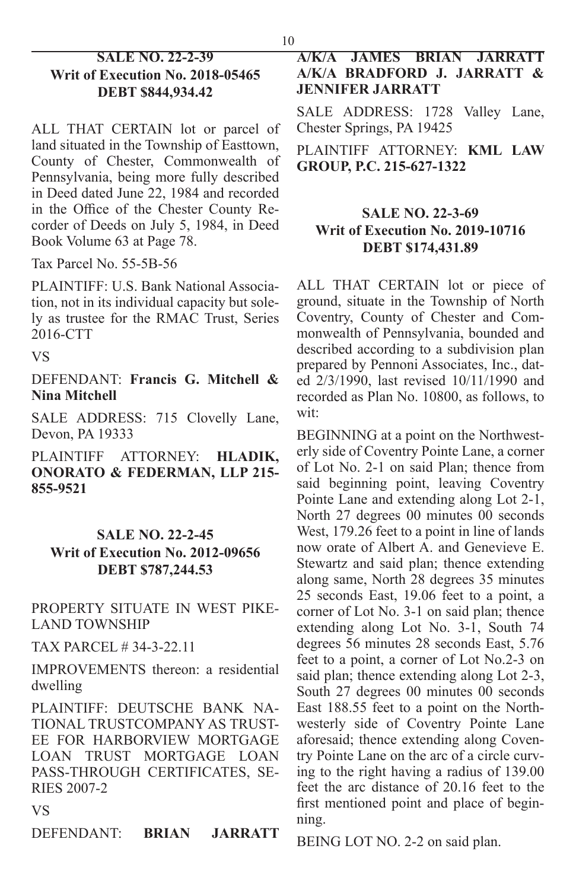**SALE NO. 22-2-39**
**Writ of Execution No. 2018-05465**
**DEBT $844,934.42**

ALL THAT CERTAIN lot or parcel of land situated in the Township of Easttown, County of Chester, Commonwealth of Pennsylvania, being more fully described in Deed dated June 22, 1984 and recorded in the Office of the Chester County Recorder of Deeds on July 5, 1984, in Deed Book Volume 63 at Page 78.

Tax Parcel No. 55-5B-56

PLAINTIFF: U.S. Bank National Association, not in its individual capacity but solely as trustee for the RMAC Trust, Series 2016-CTT

VS

DEFENDANT: **Francis G. Mitchell & Nina Mitchell**

SALE ADDRESS: 715 Clovelly Lane, Devon, PA 19333

PLAINTIFF ATTORNEY: **HLADIK, ONORATO & FEDERMAN, LLP 215-855-9521**

**SALE NO. 22-2-45**
**Writ of Execution No. 2012-09656**
**DEBT $787,244.53**

PROPERTY SITUATE IN WEST PIKELAND TOWNSHIP

TAX PARCEL # 34-3-22.11

IMPROVEMENTS thereon: a residential dwelling

PLAINTIFF: DEUTSCHE BANK NATIONAL TRUSTCOMPANY AS TRUSTEE FOR HARBORVIEW MORTGAGE LOAN TRUST MORTGAGE LOAN PASS-THROUGH CERTIFICATES, SERIES 2007-2

VS

DEFENDANT: **BRIAN JARRATT A/K/A JAMES BRIAN JARRATT A/K/A BRADFORD J. JARRATT & JENNIFER JARRATT**

SALE ADDRESS: 1728 Valley Lane, Chester Springs, PA 19425

PLAINTIFF ATTORNEY: **KML LAW GROUP, P.C. 215-627-1322**

**SALE NO. 22-3-69**
**Writ of Execution No. 2019-10716**
**DEBT $174,431.89**

ALL THAT CERTAIN lot or piece of ground, situate in the Township of North Coventry, County of Chester and Commonwealth of Pennsylvania, bounded and described according to a subdivision plan prepared by Pennoni Associates, Inc., dated 2/3/1990, last revised 10/11/1990 and recorded as Plan No. 10800, as follows, to wit:

BEGINNING at a point on the Northwesterly side of Coventry Pointe Lane, a corner of Lot No. 2-1 on said Plan; thence from said beginning point, leaving Coventry Pointe Lane and extending along Lot 2-1, North 27 degrees 00 minutes 00 seconds West, 179.26 feet to a point in line of lands now orate of Albert A. and Genevieve E. Stewartz and said plan; thence extending along same, North 28 degrees 35 minutes 25 seconds East, 19.06 feet to a point, a corner of Lot No. 3-1 on said plan; thence extending along Lot No. 3-1, South 74 degrees 56 minutes 28 seconds East, 5.76 feet to a point, a corner of Lot No.2-3 on said plan; thence extending along Lot 2-3, South 27 degrees 00 minutes 00 seconds East 188.55 feet to a point on the Northwesterly side of Coventry Pointe Lane aforesaid; thence extending along Coventry Pointe Lane on the arc of a circle curving to the right having a radius of 139.00 feet the arc distance of 20.16 feet to the first mentioned point and place of beginning.

BEING LOT NO. 2-2 on said plan.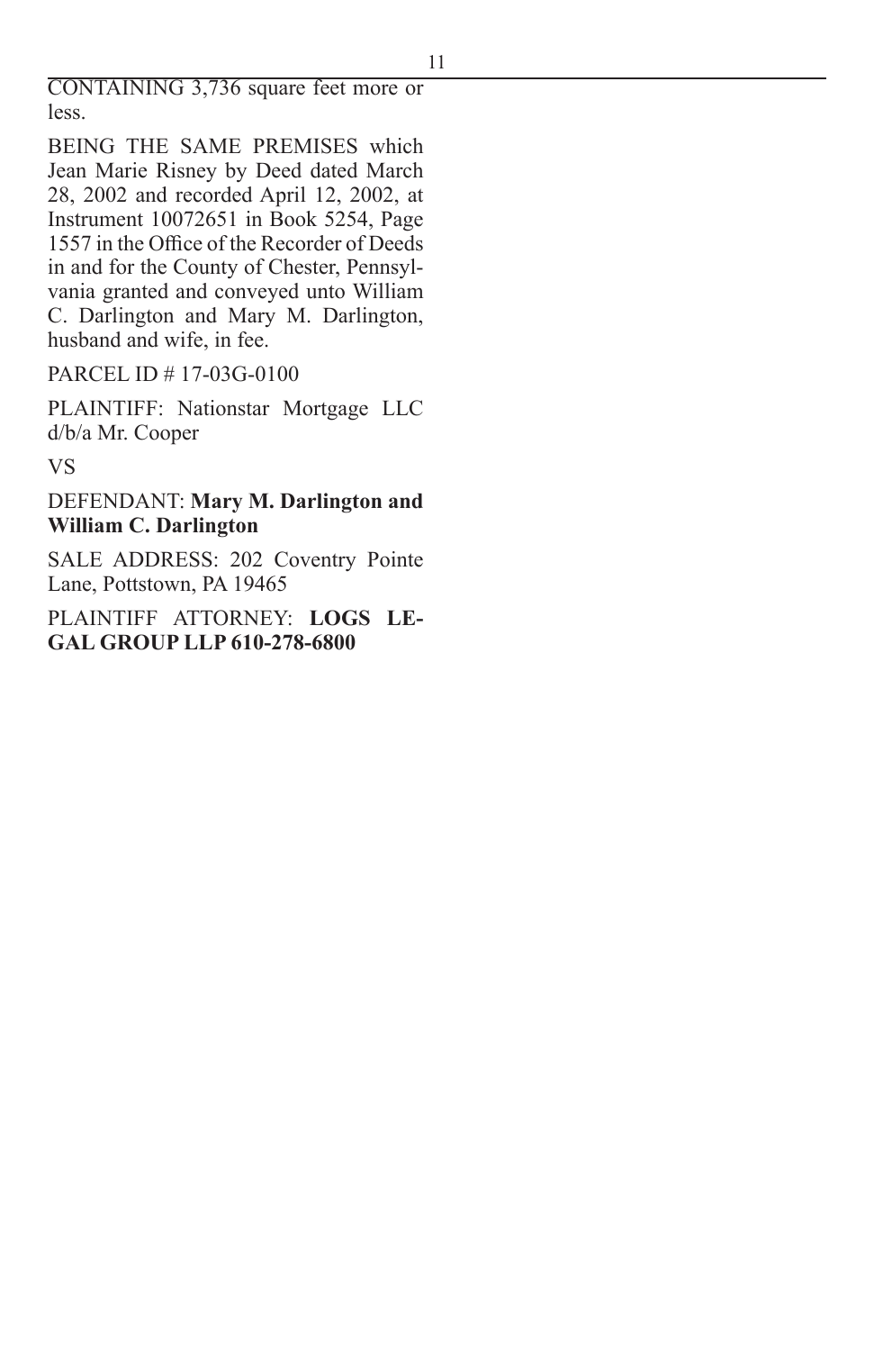CONTAINING 3,736 square feet more or less.

BEING THE SAME PREMISES which Jean Marie Risney by Deed dated March 28, 2002 and recorded April 12, 2002, at Instrument 10072651 in Book 5254, Page 1557 in the Office of the Recorder of Deeds in and for the County of Chester, Pennsylvania granted and conveyed unto William C. Darlington and Mary M. Darlington, husband and wife, in fee.

PARCEL ID # 17-03G-0100

PLAINTIFF: Nationstar Mortgage LLC d/b/a Mr. Cooper

VS

DEFENDANT: **Mary M. Darlington and William C. Darlington**

SALE ADDRESS: 202 Coventry Pointe Lane, Pottstown, PA 19465

PLAINTIFF ATTORNEY: **LOGS LEGAL GROUP LLP 610-278-6800**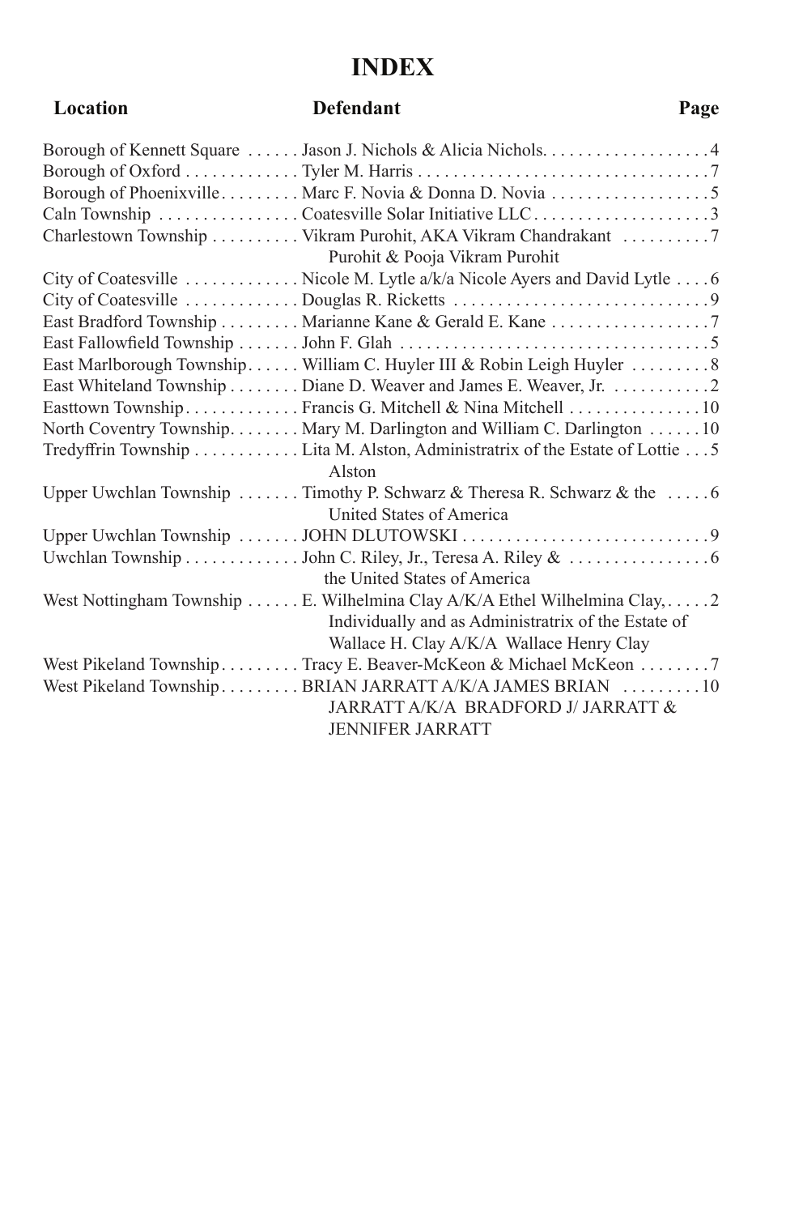# INDEX

| Location | Defendant | Page |
|---|---|---|
| Borough of Kennett Square | Jason J. Nichols & Alicia Nichols. | 4 |
| Borough of Oxford | Tyler M. Harris | 7 |
| Borough of Phoenixville | Marc F. Novia & Donna D. Novia | 5 |
| Caln Township | Coatesville Solar Initiative LLC | 3 |
| Charlestown Township | Vikram Purohit, AKA Vikram Chandrakant Purohit & Pooja Vikram Purohit | 7 |
| City of Coatesville | Nicole M. Lytle a/k/a Nicole Ayers and David Lytle | 6 |
| City of Coatesville | Douglas R. Ricketts | 9 |
| East Bradford Township | Marianne Kane & Gerald E. Kane | 7 |
| East Fallowfield Township | John F. Glah | 5 |
| East Marlborough Township | William C. Huyler III & Robin Leigh Huyler | 8 |
| East Whiteland Township | Diane D. Weaver and James E. Weaver, Jr. | 2 |
| Easttown Township | Francis G. Mitchell & Nina Mitchell | 10 |
| North Coventry Township | Mary M. Darlington and William C. Darlington | 10 |
| Tredyffrin Township | Lita M. Alston, Administratrix of the Estate of Lottie Alston | 5 |
| Upper Uwchlan Township | Timothy P. Schwarz & Theresa R. Schwarz & the United States of America | 6 |
| Upper Uwchlan Township | JOHN DLUTOWSKI | 9 |
| Uwchlan Township | John C. Riley, Jr., Teresa A. Riley & the United States of America | 6 |
| West Nottingham Township | E. Wilhelmina Clay A/K/A Ethel Wilhelmina Clay, Individually and as Administratrix of the Estate of Wallace H. Clay A/K/A Wallace Henry Clay | 2 |
| West Pikeland Township | Tracy E. Beaver-McKeon & Michael McKeon | 7 |
| West Pikeland Township | BRIAN JARRATT A/K/A JAMES BRIAN JARRATT A/K/A BRADFORD J/ JARRATT & JENNIFER JARRATT | 10 |